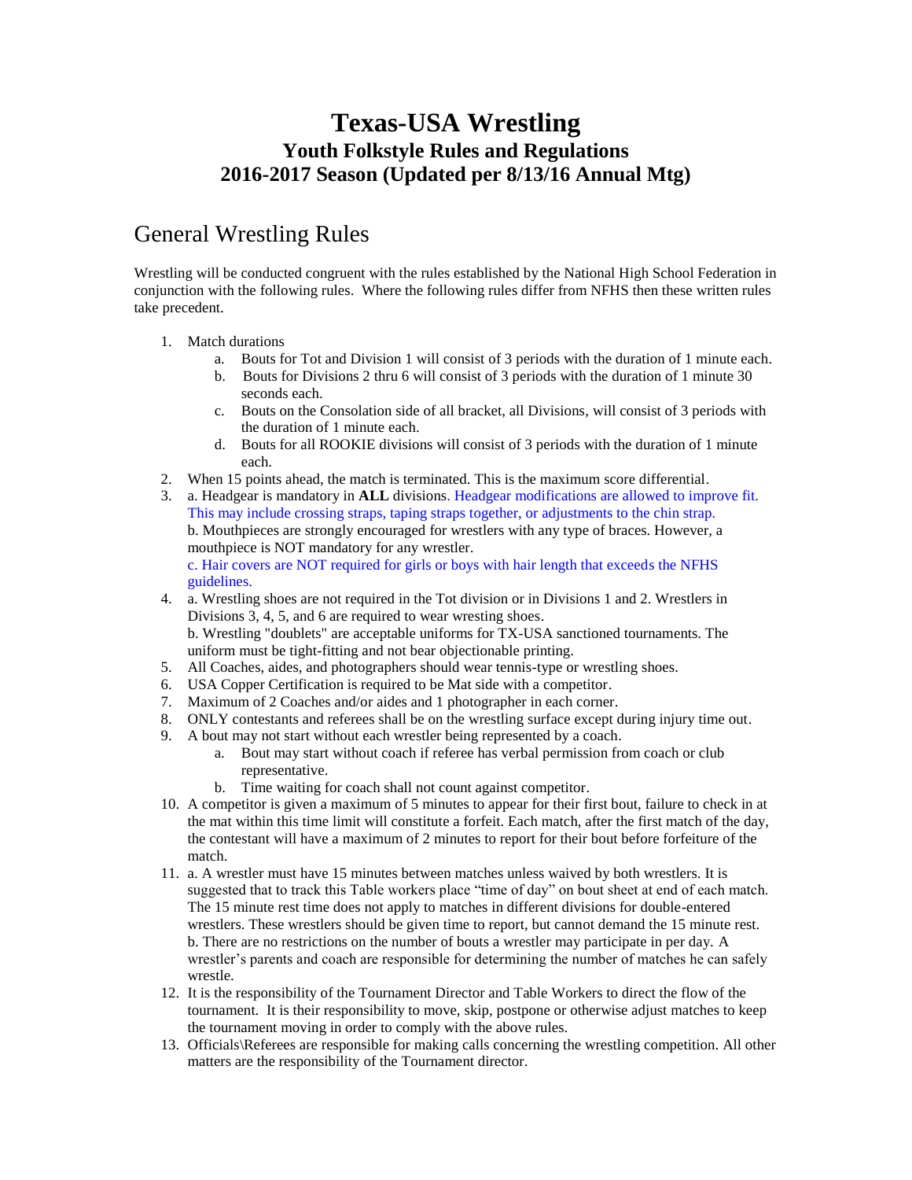# Texas-USA Wrestling

## Youth Folkstyle Rules and Regulations

## 2016-2017 Season (Updated per 8/13/16 Annual Mtg)

## General Wrestling Rules

Wrestling will be conducted congruent with the rules established by the National High School Federation in conjunction with the following rules. Where the following rules differ from NFHS then these written rules take precedent.

1. Match durations
   a. Bouts for Tot and Division 1 will consist of 3 periods with the duration of 1 minute each.
   b. Bouts for Divisions 2 thru 6 will consist of 3 periods with the duration of 1 minute 30 seconds each.
   c. Bouts on the Consolation side of all bracket, all Divisions, will consist of 3 periods with the duration of 1 minute each.
   d. Bouts for all ROOKIE divisions will consist of 3 periods with the duration of 1 minute each.
2. When 15 points ahead, the match is terminated. This is the maximum score differential.
3. a. Headgear is mandatory in **ALL** divisions. Headgear modifications are allowed to improve fit. This may include crossing straps, taping straps together, or adjustments to the chin strap.
   b. Mouthpieces are strongly encouraged for wrestlers with any type of braces. However, a mouthpiece is NOT mandatory for any wrestler.
   c. Hair covers are NOT required for girls or boys with hair length that exceeds the NFHS guidelines.
4. a. Wrestling shoes are not required in the Tot division or in Divisions 1 and 2. Wrestlers in Divisions 3, 4, 5, and 6 are required to wear wresting shoes.
   b. Wrestling "doublets" are acceptable uniforms for TX-USA sanctioned tournaments. The uniform must be tight-fitting and not bear objectionable printing.
5. All Coaches, aides, and photographers should wear tennis-type or wrestling shoes.
6. USA Copper Certification is required to be Mat side with a competitor.
7. Maximum of 2 Coaches and/or aides and 1 photographer in each corner.
8. ONLY contestants and referees shall be on the wrestling surface except during injury time out.
9. A bout may not start without each wrestler being represented by a coach.
   a. Bout may start without coach if referee has verbal permission from coach or club representative.
   b. Time waiting for coach shall not count against competitor.
10. A competitor is given a maximum of 5 minutes to appear for their first bout, failure to check in at the mat within this time limit will constitute a forfeit. Each match, after the first match of the day, the contestant will have a maximum of 2 minutes to report for their bout before forfeiture of the match.
11. a. A wrestler must have 15 minutes between matches unless waived by both wrestlers. It is suggested that to track this Table workers place "time of day" on bout sheet at end of each match. The 15 minute rest time does not apply to matches in different divisions for double-entered wrestlers. These wrestlers should be given time to report, but cannot demand the 15 minute rest.
    b. There are no restrictions on the number of bouts a wrestler may participate in per day. A wrestler's parents and coach are responsible for determining the number of matches he can safely wrestle.
12. It is the responsibility of the Tournament Director and Table Workers to direct the flow of the tournament. It is their responsibility to move, skip, postpone or otherwise adjust matches to keep the tournament moving in order to comply with the above rules.
13. Officials\Referees are responsible for making calls concerning the wrestling competition. All other matters are the responsibility of the Tournament director.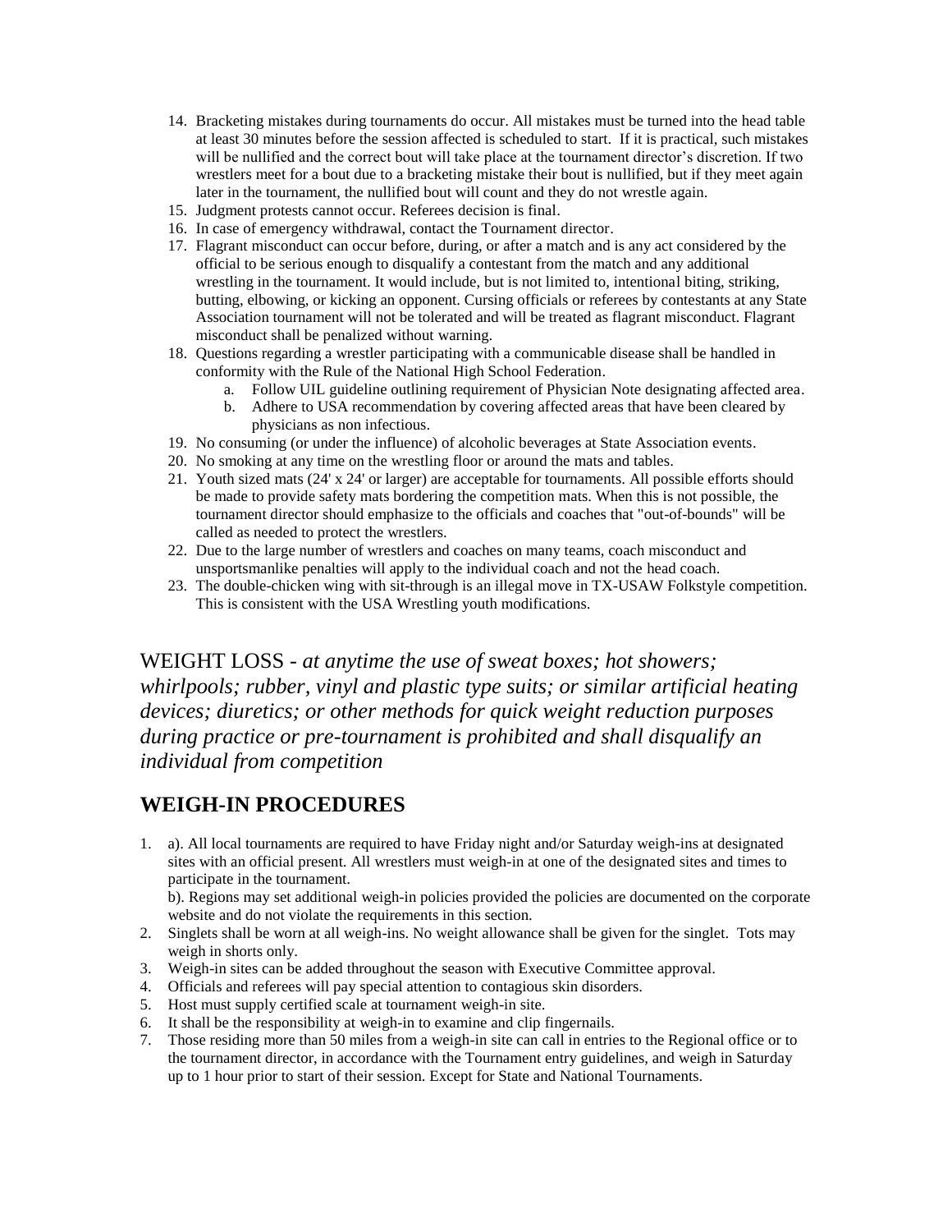14. Bracketing mistakes during tournaments do occur. All mistakes must be turned into the head table at least 30 minutes before the session affected is scheduled to start. If it is practical, such mistakes will be nullified and the correct bout will take place at the tournament director's discretion. If two wrestlers meet for a bout due to a bracketing mistake their bout is nullified, but if they meet again later in the tournament, the nullified bout will count and they do not wrestle again.
15. Judgment protests cannot occur. Referees decision is final.
16. In case of emergency withdrawal, contact the Tournament director.
17. Flagrant misconduct can occur before, during, or after a match and is any act considered by the official to be serious enough to disqualify a contestant from the match and any additional wrestling in the tournament. It would include, but is not limited to, intentional biting, striking, butting, elbowing, or kicking an opponent. Cursing officials or referees by contestants at any State Association tournament will not be tolerated and will be treated as flagrant misconduct. Flagrant misconduct shall be penalized without warning.
18. Questions regarding a wrestler participating with a communicable disease shall be handled in conformity with the Rule of the National High School Federation.
    a. Follow UIL guideline outlining requirement of Physician Note designating affected area.
    b. Adhere to USA recommendation by covering affected areas that have been cleared by physicians as non infectious.
19. No consuming (or under the influence) of alcoholic beverages at State Association events.
20. No smoking at any time on the wrestling floor or around the mats and tables.
21. Youth sized mats (24' x 24' or larger) are acceptable for tournaments. All possible efforts should be made to provide safety mats bordering the competition mats. When this is not possible, the tournament director should emphasize to the officials and coaches that "out-of-bounds" will be called as needed to protect the wrestlers.
22. Due to the large number of wrestlers and coaches on many teams, coach misconduct and unsportsmanlike penalties will apply to the individual coach and not the head coach.
23. The double-chicken wing with sit-through is an illegal move in TX-USAW Folkstyle competition. This is consistent with the USA Wrestling youth modifications.

WEIGHT LOSS - *at anytime the use of sweat boxes; hot showers; whirlpools; rubber, vinyl and plastic type suits; or similar artificial heating devices; diuretics; or other methods for quick weight reduction purposes during practice or pre-tournament is prohibited and shall disqualify an individual from competition*

## WEIGH-IN PROCEDURES

1. a). All local tournaments are required to have Friday night and/or Saturday weigh-ins at designated sites with an official present. All wrestlers must weigh-in at one of the designated sites and times to participate in the tournament.
   b). Regions may set additional weigh-in policies provided the policies are documented on the corporate website and do not violate the requirements in this section.
2. Singlets shall be worn at all weigh-ins. No weight allowance shall be given for the singlet. Tots may weigh in shorts only.
3. Weigh-in sites can be added throughout the season with Executive Committee approval.
4. Officials and referees will pay special attention to contagious skin disorders.
5. Host must supply certified scale at tournament weigh-in site.
6. It shall be the responsibility at weigh-in to examine and clip fingernails.
7. Those residing more than 50 miles from a weigh-in site can call in entries to the Regional office or to the tournament director, in accordance with the Tournament entry guidelines, and weigh in Saturday up to 1 hour prior to start of their session. Except for State and National Tournaments.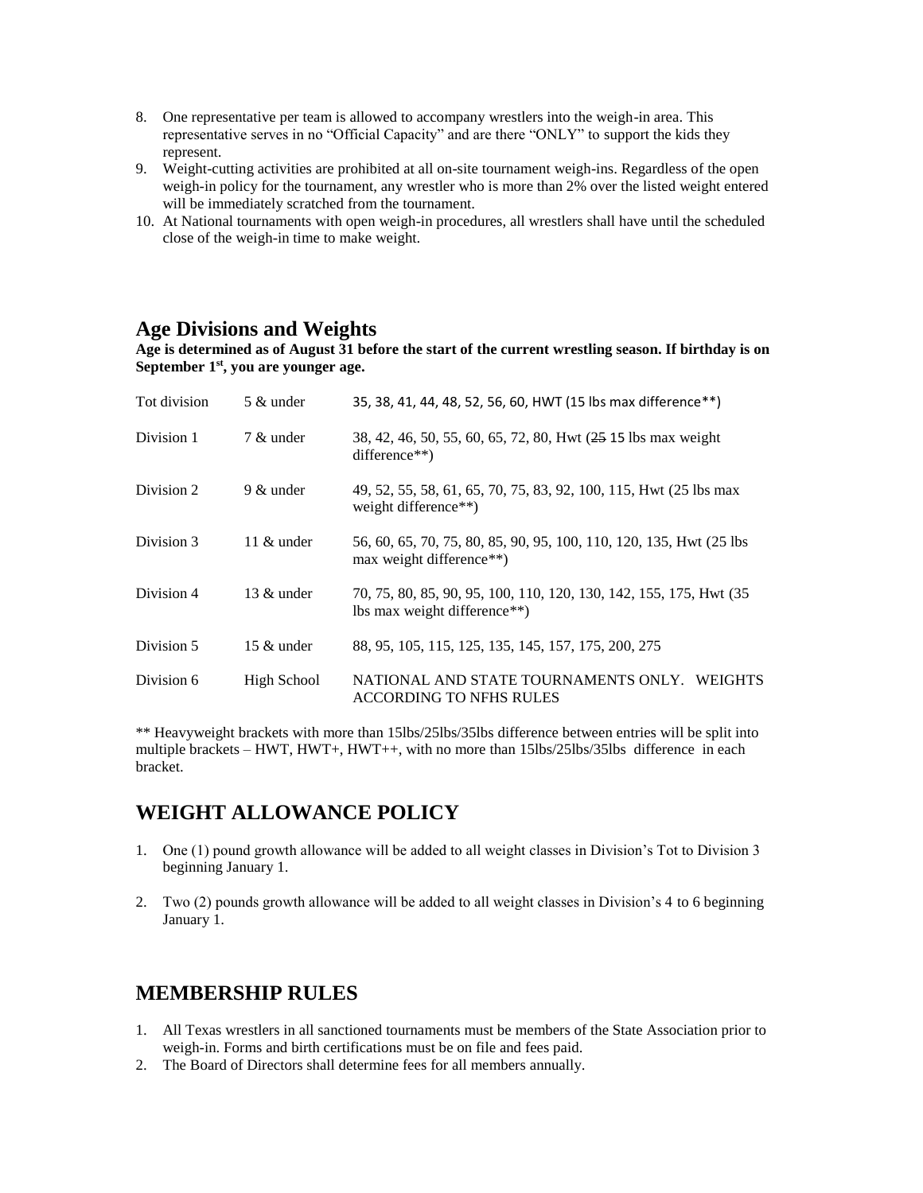8. One representative per team is allowed to accompany wrestlers into the weigh-in area. This representative serves in no "Official Capacity" and are there "ONLY" to support the kids they represent.
9. Weight-cutting activities are prohibited at all on-site tournament weigh-ins. Regardless of the open weigh-in policy for the tournament, any wrestler who is more than 2% over the listed weight entered will be immediately scratched from the tournament.
10. At National tournaments with open weigh-in procedures, all wrestlers shall have until the scheduled close of the weigh-in time to make weight.

## Age Divisions and Weights

**Age is determined as of August 31 before the start of the current wrestling season. If birthday is on September 1st, you are younger age.**

| | | |
|---|---|---|
| Tot division | 5 & under | 35, 38, 41, 44, 48, 52, 56, 60, HWT (15 lbs max difference**) |
| Division 1 | 7 & under | 38, 42, 46, 50, 55, 60, 65, 72, 80, Hwt (~~25~~ 15 lbs max weight difference**) |
| Division 2 | 9 & under | 49, 52, 55, 58, 61, 65, 70, 75, 83, 92, 100, 115, Hwt (25 lbs max weight difference**) |
| Division 3 | 11 & under | 56, 60, 65, 70, 75, 80, 85, 90, 95, 100, 110, 120, 135, Hwt (25 lbs max weight difference**) |
| Division 4 | 13 & under | 70, 75, 80, 85, 90, 95, 100, 110, 120, 130, 142, 155, 175, Hwt (35 lbs max weight difference**) |
| Division 5 | 15 & under | 88, 95, 105, 115, 125, 135, 145, 157, 175, 200, 275 |
| Division 6 | High School | NATIONAL AND STATE TOURNAMENTS ONLY. WEIGHTS ACCORDING TO NFHS RULES |

** Heavyweight brackets with more than 15lbs/25lbs/35lbs difference between entries will be split into multiple brackets – HWT, HWT+, HWT++, with no more than 15lbs/25lbs/35lbs difference in each bracket.

## WEIGHT ALLOWANCE POLICY

1. One (1) pound growth allowance will be added to all weight classes in Division's Tot to Division 3 beginning January 1.

2. Two (2) pounds growth allowance will be added to all weight classes in Division's 4 to 6 beginning January 1.

## MEMBERSHIP RULES

1. All Texas wrestlers in all sanctioned tournaments must be members of the State Association prior to weigh-in. Forms and birth certifications must be on file and fees paid.
2. The Board of Directors shall determine fees for all members annually.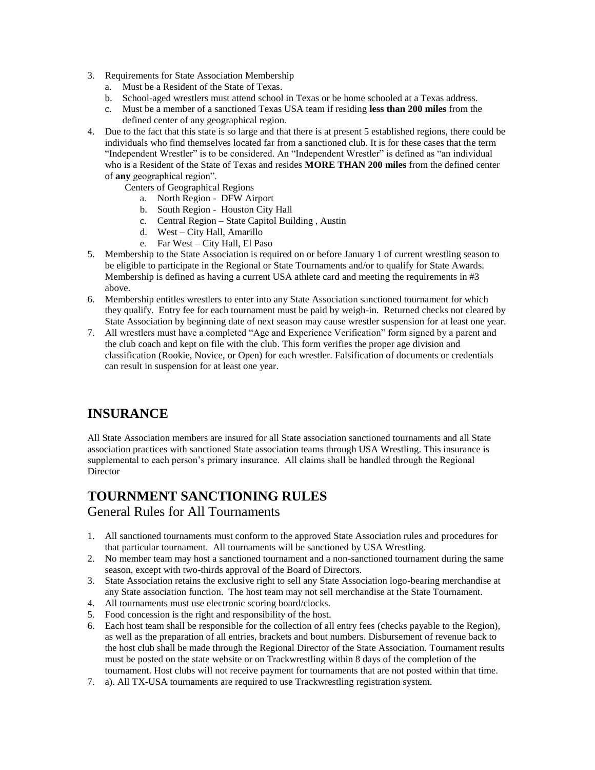3. Requirements for State Association Membership
   a. Must be a Resident of the State of Texas.
   b. School-aged wrestlers must attend school in Texas or be home schooled at a Texas address.
   c. Must be a member of a sanctioned Texas USA team if residing **less than 200 miles** from the defined center of any geographical region.
4. Due to the fact that this state is so large and that there is at present 5 established regions, there could be individuals who find themselves located far from a sanctioned club. It is for these cases that the term "Independent Wrestler" is to be considered. An "Independent Wrestler" is defined as "an individual who is a Resident of the State of Texas and resides **MORE THAN 200 miles** from the defined center of **any** geographical region".

   Centers of Geographical Regions
   a. North Region - DFW Airport
   b. South Region - Houston City Hall
   c. Central Region – State Capitol Building , Austin
   d. West – City Hall, Amarillo
   e. Far West – City Hall, El Paso
5. Membership to the State Association is required on or before January 1 of current wrestling season to be eligible to participate in the Regional or State Tournaments and/or to qualify for State Awards. Membership is defined as having a current USA athlete card and meeting the requirements in #3 above.
6. Membership entitles wrestlers to enter into any State Association sanctioned tournament for which they qualify. Entry fee for each tournament must be paid by weigh-in. Returned checks not cleared by State Association by beginning date of next season may cause wrestler suspension for at least one year.
7. All wrestlers must have a completed "Age and Experience Verification" form signed by a parent and the club coach and kept on file with the club. This form verifies the proper age division and classification (Rookie, Novice, or Open) for each wrestler. Falsification of documents or credentials can result in suspension for at least one year.

## INSURANCE

All State Association members are insured for all State association sanctioned tournaments and all State association practices with sanctioned State association teams through USA Wrestling. This insurance is supplemental to each person's primary insurance. All claims shall be handled through the Regional Director

## TOURNMENT SANCTIONING RULES

### General Rules for All Tournaments

1. All sanctioned tournaments must conform to the approved State Association rules and procedures for that particular tournament. All tournaments will be sanctioned by USA Wrestling.
2. No member team may host a sanctioned tournament and a non-sanctioned tournament during the same season, except with two-thirds approval of the Board of Directors.
3. State Association retains the exclusive right to sell any State Association logo-bearing merchandise at any State association function. The host team may not sell merchandise at the State Tournament.
4. All tournaments must use electronic scoring board/clocks.
5. Food concession is the right and responsibility of the host.
6. Each host team shall be responsible for the collection of all entry fees (checks payable to the Region), as well as the preparation of all entries, brackets and bout numbers. Disbursement of revenue back to the host club shall be made through the Regional Director of the State Association. Tournament results must be posted on the state website or on Trackwrestling within 8 days of the completion of the tournament. Host clubs will not receive payment for tournaments that are not posted within that time.
7. a). All TX-USA tournaments are required to use Trackwrestling registration system.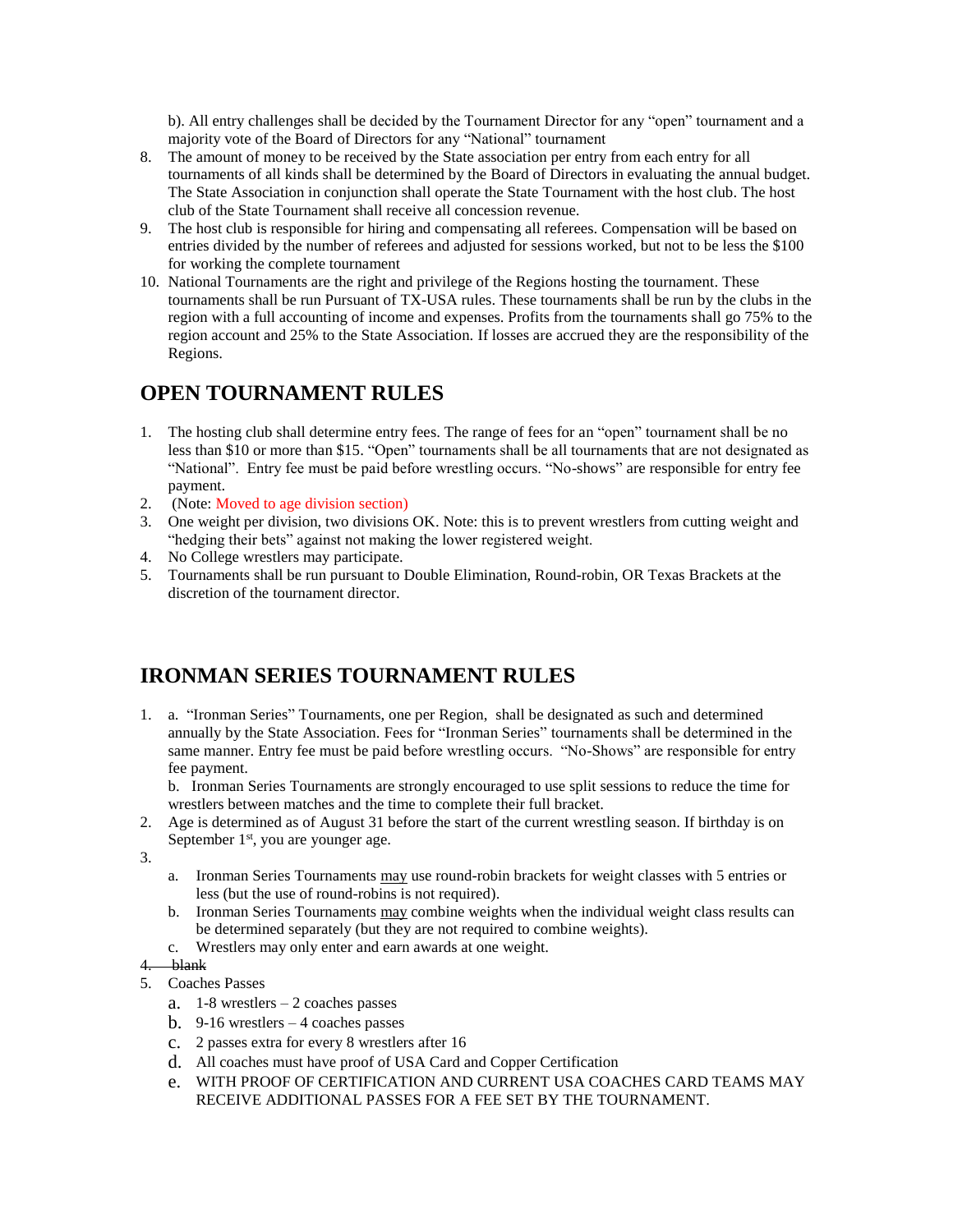b). All entry challenges shall be decided by the Tournament Director for any "open" tournament and a majority vote of the Board of Directors for any "National" tournament

8. The amount of money to be received by the State association per entry from each entry for all tournaments of all kinds shall be determined by the Board of Directors in evaluating the annual budget. The State Association in conjunction shall operate the State Tournament with the host club. The host club of the State Tournament shall receive all concession revenue.
9. The host club is responsible for hiring and compensating all referees. Compensation will be based on entries divided by the number of referees and adjusted for sessions worked, but not to be less the $100 for working the complete tournament
10. National Tournaments are the right and privilege of the Regions hosting the tournament. These tournaments shall be run Pursuant of TX-USA rules. These tournaments shall be run by the clubs in the region with a full accounting of income and expenses. Profits from the tournaments shall go 75% to the region account and 25% to the State Association. If losses are accrued they are the responsibility of the Regions.

## OPEN TOURNAMENT RULES

1. The hosting club shall determine entry fees. The range of fees for an "open" tournament shall be no less than $10 or more than $15. "Open" tournaments shall be all tournaments that are not designated as "National". Entry fee must be paid before wrestling occurs. "No-shows" are responsible for entry fee payment.
2. (Note: Moved to age division section)
3. One weight per division, two divisions OK. Note: this is to prevent wrestlers from cutting weight and "hedging their bets" against not making the lower registered weight.
4. No College wrestlers may participate.
5. Tournaments shall be run pursuant to Double Elimination, Round-robin, OR Texas Brackets at the discretion of the tournament director.

## IRONMAN SERIES TOURNAMENT RULES

1. a. "Ironman Series" Tournaments, one per Region, shall be designated as such and determined annually by the State Association. Fees for "Ironman Series" tournaments shall be determined in the same manner. Entry fee must be paid before wrestling occurs. "No-Shows" are responsible for entry fee payment.

   b. Ironman Series Tournaments are strongly encouraged to use split sessions to reduce the time for wrestlers between matches and the time to complete their full bracket.
2. Age is determined as of August 31 before the start of the current wrestling season. If birthday is on September 1st, you are younger age.
3. 
   a. Ironman Series Tournaments may use round-robin brackets for weight classes with 5 entries or less (but the use of round-robins is not required).
   b. Ironman Series Tournaments may combine weights when the individual weight class results can be determined separately (but they are not required to combine weights).
   c. Wrestlers may only enter and earn awards at one weight.
4. ~~blank~~
5. Coaches Passes
   a. 1-8 wrestlers – 2 coaches passes
   b. 9-16 wrestlers – 4 coaches passes
   c. 2 passes extra for every 8 wrestlers after 16
   d. All coaches must have proof of USA Card and Copper Certification
   e. WITH PROOF OF CERTIFICATION AND CURRENT USA COACHES CARD TEAMS MAY RECEIVE ADDITIONAL PASSES FOR A FEE SET BY THE TOURNAMENT.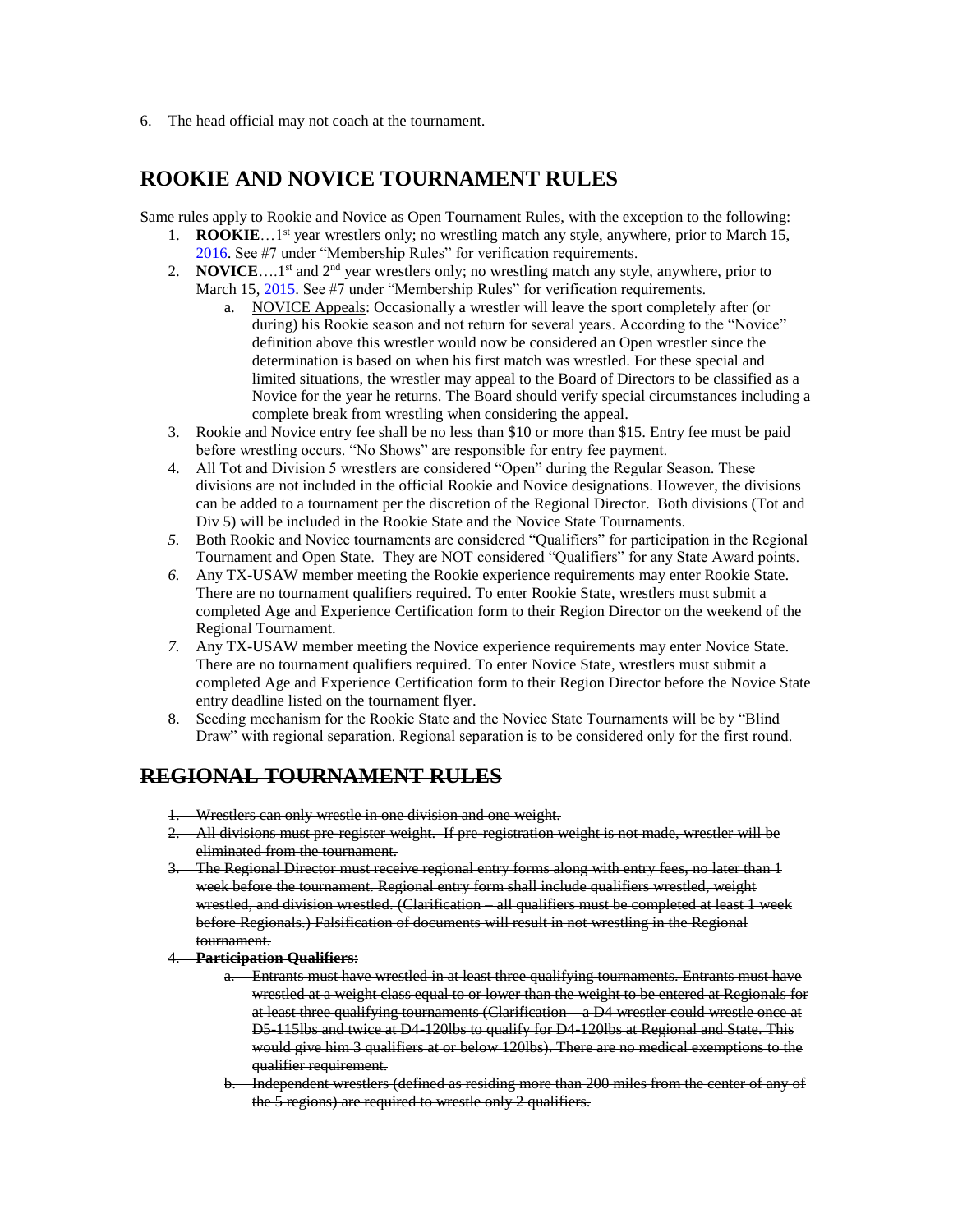6. The head official may not coach at the tournament.

## ROOKIE AND NOVICE TOURNAMENT RULES

Same rules apply to Rookie and Novice as Open Tournament Rules, with the exception to the following:

1. **ROOKIE**…1st year wrestlers only; no wrestling match any style, anywhere, prior to March 15, 2016. See #7 under "Membership Rules" for verification requirements.
2. **NOVICE**….1st and 2nd year wrestlers only; no wrestling match any style, anywhere, prior to March 15, 2015. See #7 under "Membership Rules" for verification requirements.
   a. NOVICE Appeals: Occasionally a wrestler will leave the sport completely after (or during) his Rookie season and not return for several years. According to the "Novice" definition above this wrestler would now be considered an Open wrestler since the determination is based on when his first match was wrestled. For these special and limited situations, the wrestler may appeal to the Board of Directors to be classified as a Novice for the year he returns. The Board should verify special circumstances including a complete break from wrestling when considering the appeal.
3. Rookie and Novice entry fee shall be no less than $10 or more than $15. Entry fee must be paid before wrestling occurs. "No Shows" are responsible for entry fee payment.
4. All Tot and Division 5 wrestlers are considered "Open" during the Regular Season. These divisions are not included in the official Rookie and Novice designations. However, the divisions can be added to a tournament per the discretion of the Regional Director. Both divisions (Tot and Div 5) will be included in the Rookie State and the Novice State Tournaments.
5. Both Rookie and Novice tournaments are considered "Qualifiers" for participation in the Regional Tournament and Open State. They are NOT considered "Qualifiers" for any State Award points.
6. Any TX-USAW member meeting the Rookie experience requirements may enter Rookie State. There are no tournament qualifiers required. To enter Rookie State, wrestlers must submit a completed Age and Experience Certification form to their Region Director on the weekend of the Regional Tournament.
7. Any TX-USAW member meeting the Novice experience requirements may enter Novice State. There are no tournament qualifiers required. To enter Novice State, wrestlers must submit a completed Age and Experience Certification form to their Region Director before the Novice State entry deadline listed on the tournament flyer.
8. Seeding mechanism for the Rookie State and the Novice State Tournaments will be by "Blind Draw" with regional separation. Regional separation is to be considered only for the first round.

## ~~REGIONAL TOURNAMENT RULES~~

1. ~~Wrestlers can only wrestle in one division and one weight.~~
2. ~~All divisions must pre-register weight. If pre-registration weight is not made, wrestler will be eliminated from the tournament.~~
3. ~~The Regional Director must receive regional entry forms along with entry fees, no later than 1 week before the tournament. Regional entry form shall include qualifiers wrestled, weight wrestled, and division wrestled. (Clarification – all qualifiers must be completed at least 1 week before Regionals.) Falsification of documents will result in not wrestling in the Regional tournament.~~
4. ~~**Participation Qualifiers**:~~
   a. ~~Entrants must have wrestled in at least three qualifying tournaments. Entrants must have wrestled at a weight class equal to or lower than the weight to be entered at Regionals for at least three qualifying tournaments (Clarification – a D4 wrestler could wrestle once at D5-115lbs and twice at D4-120lbs to qualify for D4-120lbs at Regional and State. This would give him 3 qualifiers at or below 120lbs). There are no medical exemptions to the qualifier requirement.~~
   b. ~~Independent wrestlers (defined as residing more than 200 miles from the center of any of the 5 regions) are required to wrestle only 2 qualifiers.~~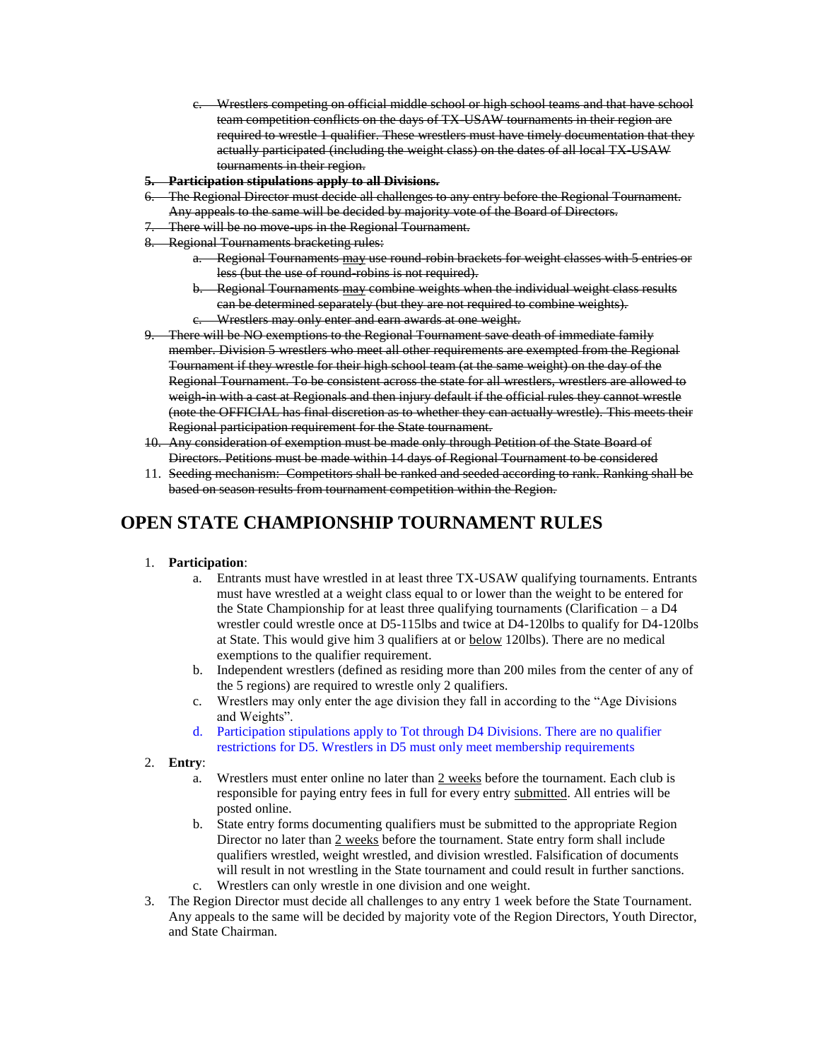c. ~~Wrestlers competing on official middle school or high school teams and that have school team competition conflicts on the days of TX-USAW tournaments in their region are required to wrestle 1 qualifier. These wrestlers must have timely documentation that they actually participated (including the weight class) on the dates of all local TX-USAW tournaments in their region.~~

5. ~~**Participation stipulations apply to all Divisions.**~~
6. ~~The Regional Director must decide all challenges to any entry before the Regional Tournament. Any appeals to the same will be decided by majority vote of the Board of Directors.~~
7. ~~There will be no move-ups in the Regional Tournament.~~
8. ~~Regional Tournaments bracketing rules:~~
   a. ~~Regional Tournaments may use round-robin brackets for weight classes with 5 entries or less (but the use of round-robins is not required).~~
   b. ~~Regional Tournaments may combine weights when the individual weight class results can be determined separately (but they are not required to combine weights).~~
   c. ~~Wrestlers may only enter and earn awards at one weight.~~
9. ~~There will be NO exemptions to the Regional Tournament save death of immediate family member. Division 5 wrestlers who meet all other requirements are exempted from the Regional Tournament if they wrestle for their high school team (at the same weight) on the day of the Regional Tournament. To be consistent across the state for all wrestlers, wrestlers are allowed to weigh-in with a cast at Regionals and then injury default if the official rules they cannot wrestle (note the OFFICIAL has final discretion as to whether they can actually wrestle). This meets their Regional participation requirement for the State tournament.~~
10. ~~Any consideration of exemption must be made only through Petition of the State Board of Directors. Petitions must be made within 14 days of Regional Tournament to be considered~~
11. ~~Seeding mechanism: Competitors shall be ranked and seeded according to rank. Ranking shall be based on season results from tournament competition within the Region.~~

## OPEN STATE CHAMPIONSHIP TOURNAMENT RULES

1. **Participation**:
   a. Entrants must have wrestled in at least three TX-USAW qualifying tournaments. Entrants must have wrestled at a weight class equal to or lower than the weight to be entered for the State Championship for at least three qualifying tournaments (Clarification – a D4 wrestler could wrestle once at D5-115lbs and twice at D4-120lbs to qualify for D4-120lbs at State. This would give him 3 qualifiers at or below 120lbs). There are no medical exemptions to the qualifier requirement.
   b. Independent wrestlers (defined as residing more than 200 miles from the center of any of the 5 regions) are required to wrestle only 2 qualifiers.
   c. Wrestlers may only enter the age division they fall in according to the "Age Divisions and Weights".
   d. Participation stipulations apply to Tot through D4 Divisions. There are no qualifier restrictions for D5. Wrestlers in D5 must only meet membership requirements
2. **Entry**:
   a. Wrestlers must enter online no later than 2 weeks before the tournament. Each club is responsible for paying entry fees in full for every entry submitted. All entries will be posted online.
   b. State entry forms documenting qualifiers must be submitted to the appropriate Region Director no later than 2 weeks before the tournament. State entry form shall include qualifiers wrestled, weight wrestled, and division wrestled. Falsification of documents will result in not wrestling in the State tournament and could result in further sanctions.
   c. Wrestlers can only wrestle in one division and one weight.
3. The Region Director must decide all challenges to any entry 1 week before the State Tournament. Any appeals to the same will be decided by majority vote of the Region Directors, Youth Director, and State Chairman.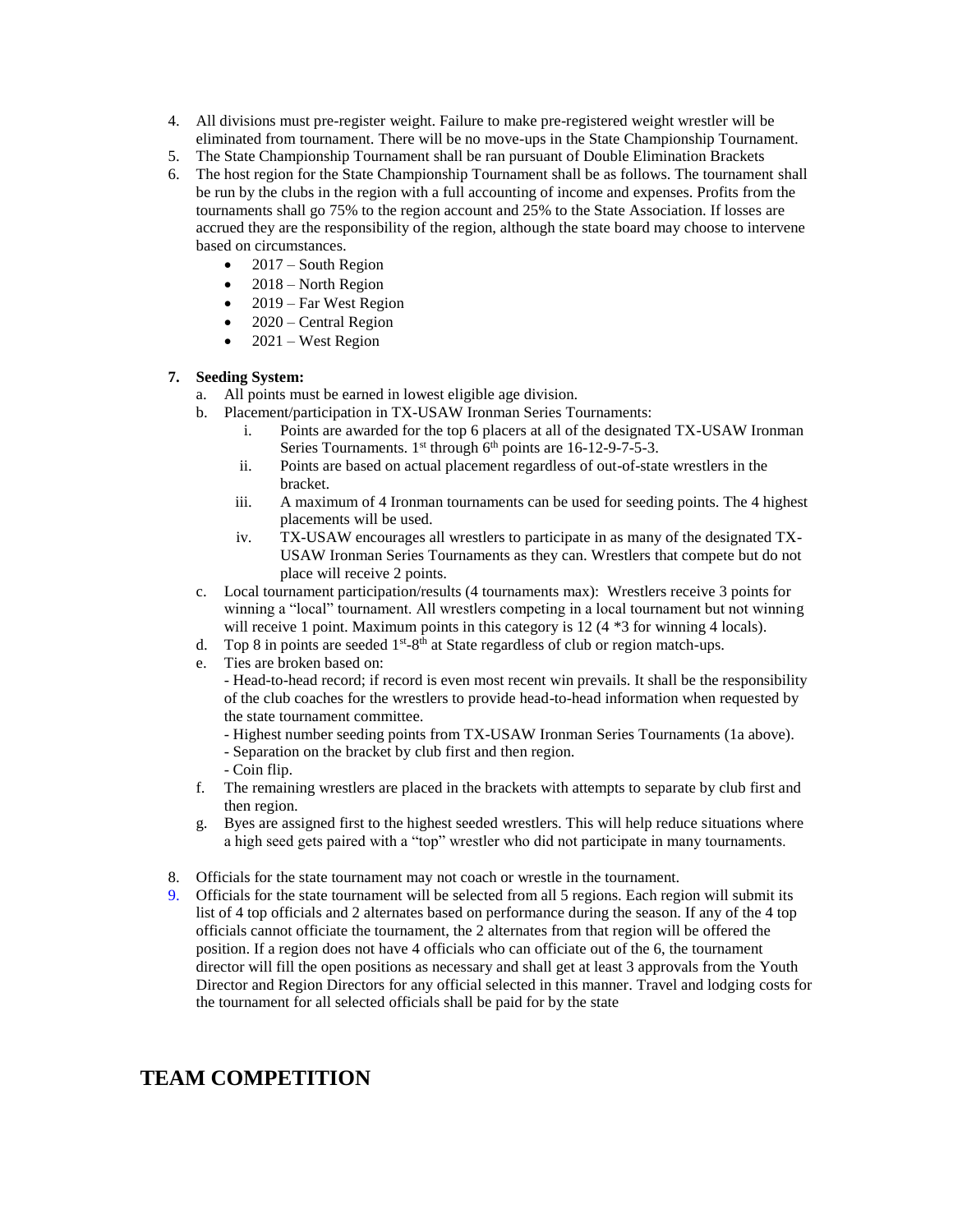4. All divisions must pre-register weight. Failure to make pre-registered weight wrestler will be eliminated from tournament. There will be no move-ups in the State Championship Tournament.
5. The State Championship Tournament shall be ran pursuant of Double Elimination Brackets
6. The host region for the State Championship Tournament shall be as follows. The tournament shall be run by the clubs in the region with a full accounting of income and expenses. Profits from the tournaments shall go 75% to the region account and 25% to the State Association. If losses are accrued they are the responsibility of the region, although the state board may choose to intervene based on circumstances.
   - 2017 – South Region
   - 2018 – North Region
   - 2019 – Far West Region
   - 2020 – Central Region
   - 2021 – West Region

7. **Seeding System:**
   a. All points must be earned in lowest eligible age division.
   b. Placement/participation in TX-USAW Ironman Series Tournaments:
      i. Points are awarded for the top 6 placers at all of the designated TX-USAW Ironman Series Tournaments. 1st through 6th points are 16-12-9-7-5-3.
      ii. Points are based on actual placement regardless of out-of-state wrestlers in the bracket.
      iii. A maximum of 4 Ironman tournaments can be used for seeding points. The 4 highest placements will be used.
      iv. TX-USAW encourages all wrestlers to participate in as many of the designated TX-USAW Ironman Series Tournaments as they can. Wrestlers that compete but do not place will receive 2 points.
   c. Local tournament participation/results (4 tournaments max): Wrestlers receive 3 points for winning a "local" tournament. All wrestlers competing in a local tournament but not winning will receive 1 point. Maximum points in this category is 12 (4 *3 for winning 4 locals).
   d. Top 8 in points are seeded 1st-8th at State regardless of club or region match-ups.
   e. Ties are broken based on:
      - Head-to-head record; if record is even most recent win prevails. It shall be the responsibility of the club coaches for the wrestlers to provide head-to-head information when requested by the state tournament committee.
      - Highest number seeding points from TX-USAW Ironman Series Tournaments (1a above).
      - Separation on the bracket by club first and then region.
      - Coin flip.
   f. The remaining wrestlers are placed in the brackets with attempts to separate by club first and then region.
   g. Byes are assigned first to the highest seeded wrestlers. This will help reduce situations where a high seed gets paired with a "top" wrestler who did not participate in many tournaments.

8. Officials for the state tournament may not coach or wrestle in the tournament.
9. Officials for the state tournament will be selected from all 5 regions. Each region will submit its list of 4 top officials and 2 alternates based on performance during the season. If any of the 4 top officials cannot officiate the tournament, the 2 alternates from that region will be offered the position. If a region does not have 4 officials who can officiate out of the 6, the tournament director will fill the open positions as necessary and shall get at least 3 approvals from the Youth Director and Region Directors for any official selected in this manner. Travel and lodging costs for the tournament for all selected officials shall be paid for by the state

# TEAM COMPETITION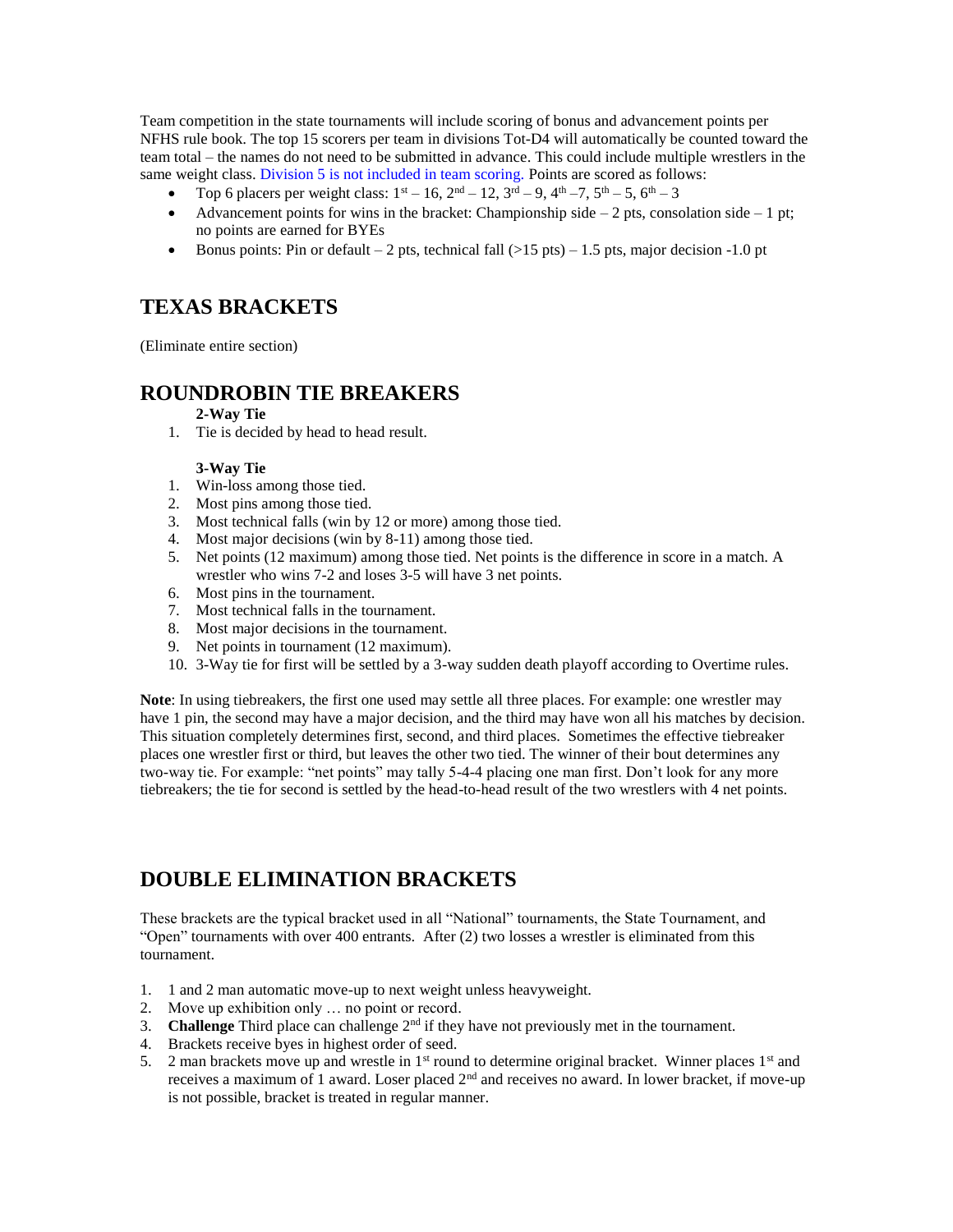Team competition in the state tournaments will include scoring of bonus and advancement points per NFHS rule book. The top 15 scorers per team in divisions Tot-D4 will automatically be counted toward the team total – the names do not need to be submitted in advance. This could include multiple wrestlers in the same weight class. Division 5 is not included in team scoring. Points are scored as follows:

- Top 6 placers per weight class: 1st – 16, 2nd – 12, 3rd – 9, 4th –7, 5th – 5, 6th – 3
- Advancement points for wins in the bracket: Championship side – 2 pts, consolation side – 1 pt; no points are earned for BYEs
- Bonus points: Pin or default – 2 pts, technical fall (>15 pts) – 1.5 pts, major decision -1.0 pt

## TEXAS BRACKETS

(Eliminate entire section)

## ROUNDROBIN TIE BREAKERS

**2-Way Tie**

1. Tie is decided by head to head result.

**3-Way Tie**

1. Win-loss among those tied.
2. Most pins among those tied.
3. Most technical falls (win by 12 or more) among those tied.
4. Most major decisions (win by 8-11) among those tied.
5. Net points (12 maximum) among those tied. Net points is the difference in score in a match. A wrestler who wins 7-2 and loses 3-5 will have 3 net points.
6. Most pins in the tournament.
7. Most technical falls in the tournament.
8. Most major decisions in the tournament.
9. Net points in tournament (12 maximum).
10. 3-Way tie for first will be settled by a 3-way sudden death playoff according to Overtime rules.

**Note**: In using tiebreakers, the first one used may settle all three places. For example: one wrestler may have 1 pin, the second may have a major decision, and the third may have won all his matches by decision. This situation completely determines first, second, and third places. Sometimes the effective tiebreaker places one wrestler first or third, but leaves the other two tied. The winner of their bout determines any two-way tie. For example: "net points" may tally 5-4-4 placing one man first. Don't look for any more tiebreakers; the tie for second is settled by the head-to-head result of the two wrestlers with 4 net points.

## DOUBLE ELIMINATION BRACKETS

These brackets are the typical bracket used in all "National" tournaments, the State Tournament, and "Open" tournaments with over 400 entrants. After (2) two losses a wrestler is eliminated from this tournament.

1. 1 and 2 man automatic move-up to next weight unless heavyweight.
2. Move up exhibition only … no point or record.
3. **Challenge** Third place can challenge 2nd if they have not previously met in the tournament.
4. Brackets receive byes in highest order of seed.
5. 2 man brackets move up and wrestle in 1st round to determine original bracket. Winner places 1st and receives a maximum of 1 award. Loser placed 2nd and receives no award. In lower bracket, if move-up is not possible, bracket is treated in regular manner.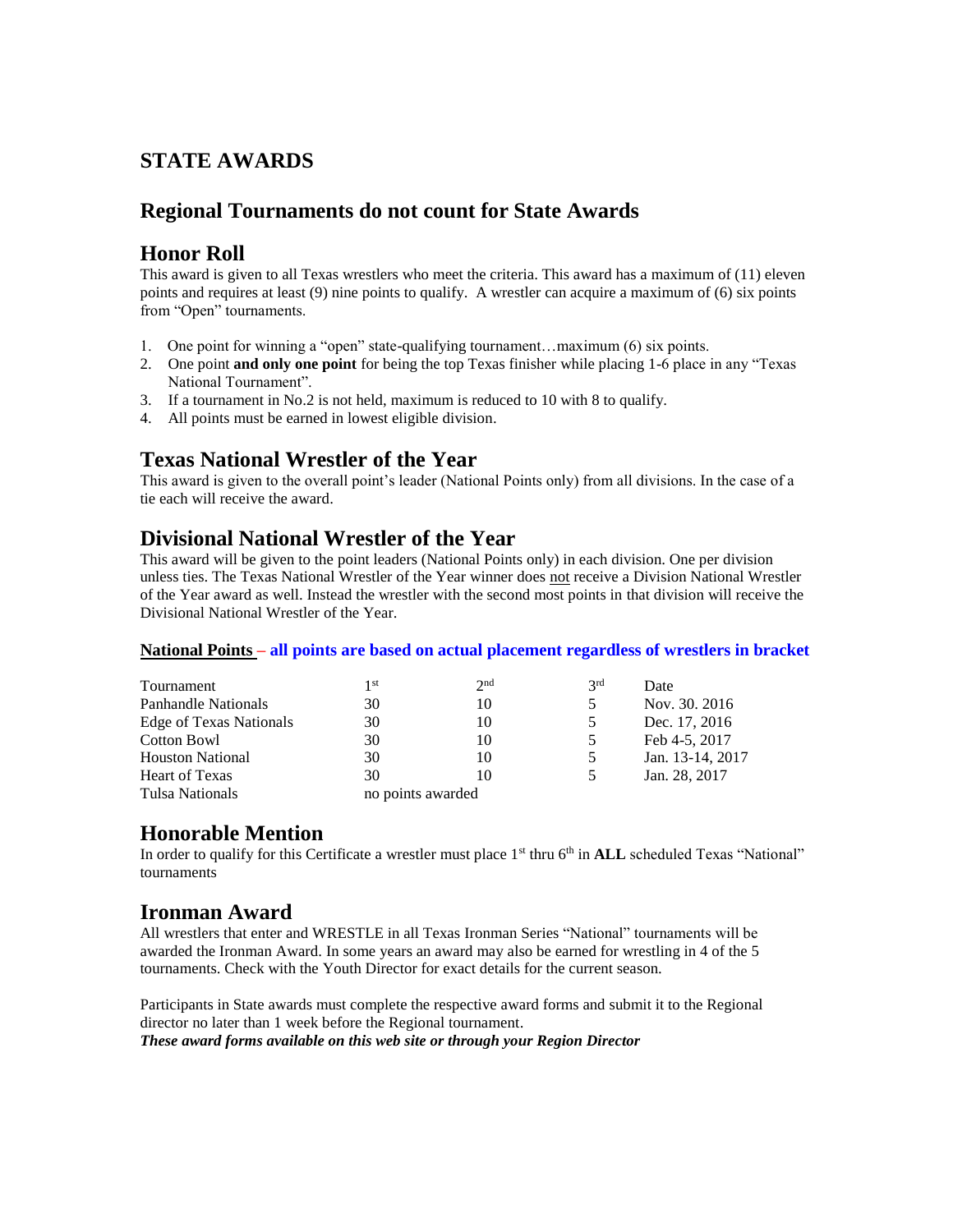# STATE AWARDS

## Regional Tournaments do not count for State Awards

## Honor Roll

This award is given to all Texas wrestlers who meet the criteria. This award has a maximum of (11) eleven points and requires at least (9) nine points to qualify. A wrestler can acquire a maximum of (6) six points from "Open" tournaments.

1. One point for winning a "open" state-qualifying tournament…maximum (6) six points.
2. One point **and only one point** for being the top Texas finisher while placing 1-6 place in any "Texas National Tournament".
3. If a tournament in No.2 is not held, maximum is reduced to 10 with 8 to qualify.
4. All points must be earned in lowest eligible division.

## Texas National Wrestler of the Year

This award is given to the overall point's leader (National Points only) from all divisions. In the case of a tie each will receive the award.

## Divisional National Wrestler of the Year

This award will be given to the point leaders (National Points only) in each division. One per division unless ties. The Texas National Wrestler of the Year winner does not receive a Division National Wrestler of the Year award as well. Instead the wrestler with the second most points in that division will receive the Divisional National Wrestler of the Year.

**National Points – all points are based on actual placement regardless of wrestlers in bracket**

| Tournament | 1st | 2nd | 3rd | Date |
|---|---|---|---|---|
| Panhandle Nationals | 30 | 10 | 5 | Nov. 30. 2016 |
| Edge of Texas Nationals | 30 | 10 | 5 | Dec. 17, 2016 |
| Cotton Bowl | 30 | 10 | 5 | Feb 4-5, 2017 |
| Houston National | 30 | 10 | 5 | Jan. 13-14, 2017 |
| Heart of Texas | 30 | 10 | 5 | Jan. 28, 2017 |
| Tulsa Nationals | no points awarded | | | |

## Honorable Mention

In order to qualify for this Certificate a wrestler must place 1st thru 6th in **ALL** scheduled Texas "National" tournaments

## Ironman Award

All wrestlers that enter and WRESTLE in all Texas Ironman Series "National" tournaments will be awarded the Ironman Award. In some years an award may also be earned for wrestling in 4 of the 5 tournaments. Check with the Youth Director for exact details for the current season.

Participants in State awards must complete the respective award forms and submit it to the Regional director no later than 1 week before the Regional tournament.

***These award forms available on this web site or through your Region Director***